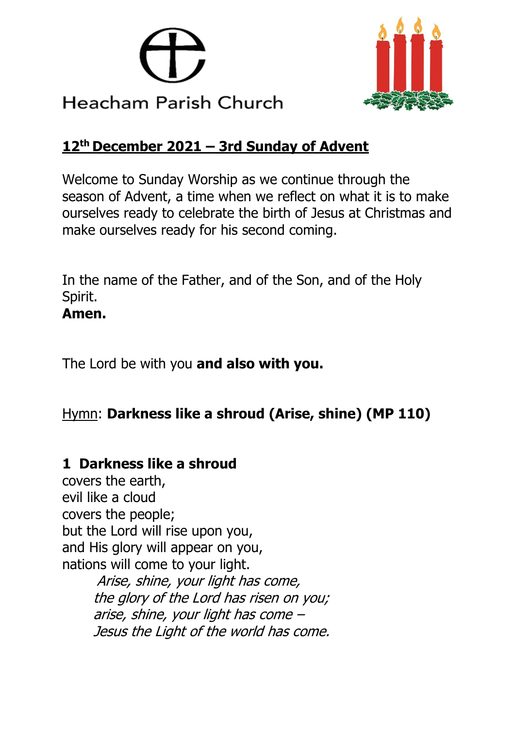# Heacham Parish Church

## 12th December 2021 – 3rd Sunday of Advent

Welcome to Sunday Worship as we continue through the season of Advent, a time when we reflect on what it is to make ourselves ready to celebrate the birth of Jesus at Christmas and make ourselves ready for his second coming.

In the name of the Father, and of the Son, and of the Holy Spirit.
**Amen.**

The Lord be with you **and also with you.**

Hymn: **Darkness like a shroud (Arise, shine) (MP 110)**

**1 Darkness like a shroud**
covers the earth,
evil like a cloud
covers the people;
but the Lord will rise upon you,
and His glory will appear on you,
nations will come to your light.

*Arise, shine, your light has come,*
*the glory of the Lord has risen on you;*
*arise, shine, your light has come –*
*Jesus the Light of the world has come.*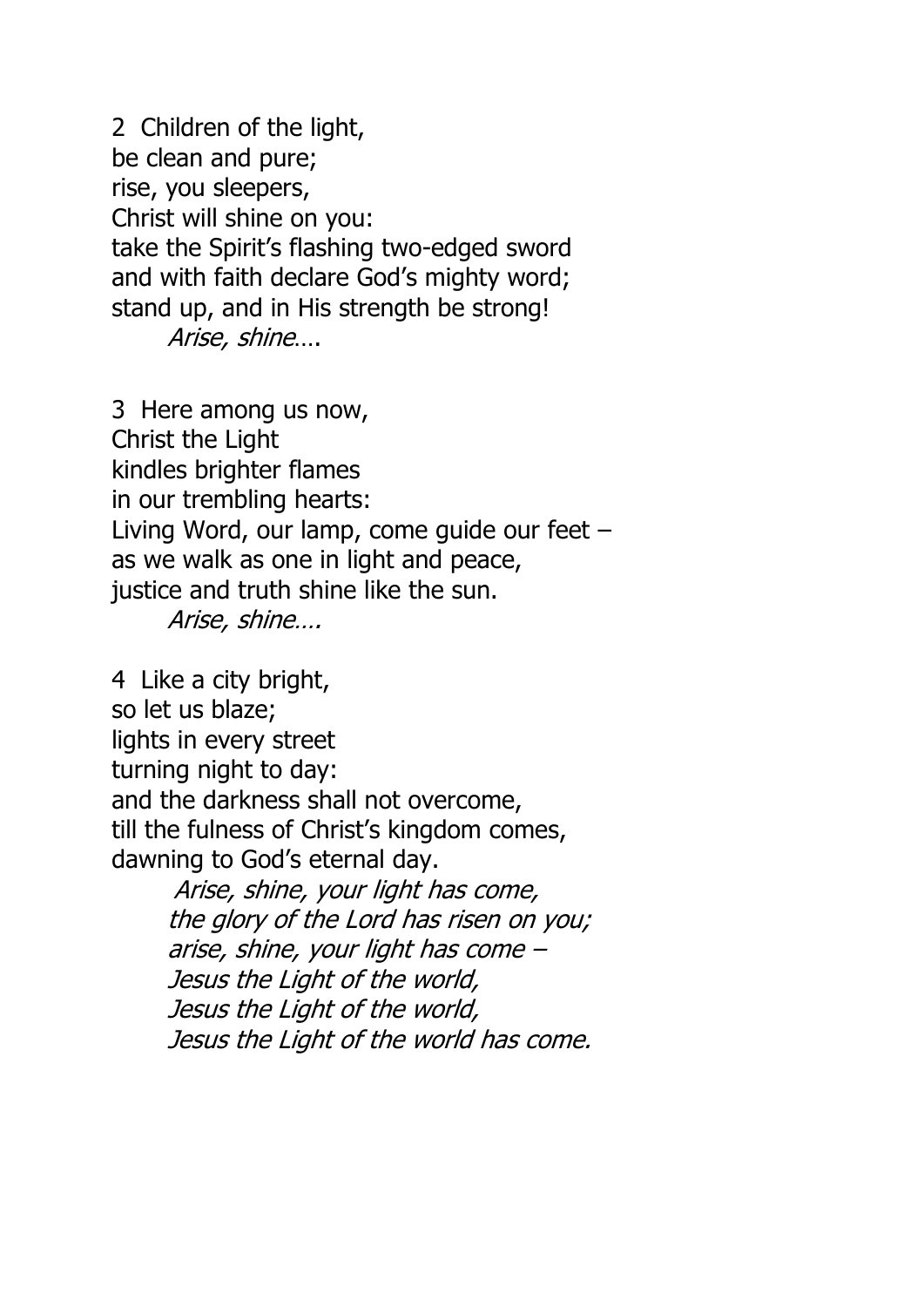2 Children of the light,
be clean and pure;
rise, you sleepers,
Christ will shine on you:
take the Spirit's flashing two-edged sword
and with faith declare God's mighty word;
stand up, and in His strength be strong!

*Arise, shine*….

3 Here among us now,
Christ the Light
kindles brighter flames
in our trembling hearts:
Living Word, our lamp, come guide our feet –
as we walk as one in light and peace,
justice and truth shine like the sun.

*Arise, shine….*

4 Like a city bright,
so let us blaze;
lights in every street
turning night to day:
and the darkness shall not overcome,
till the fulness of Christ's kingdom comes,
dawning to God's eternal day.

*Arise, shine, your light has come,*
*the glory of the Lord has risen on you;*
*arise, shine, your light has come –*
*Jesus the Light of the world,*
*Jesus the Light of the world,*
*Jesus the Light of the world has come.*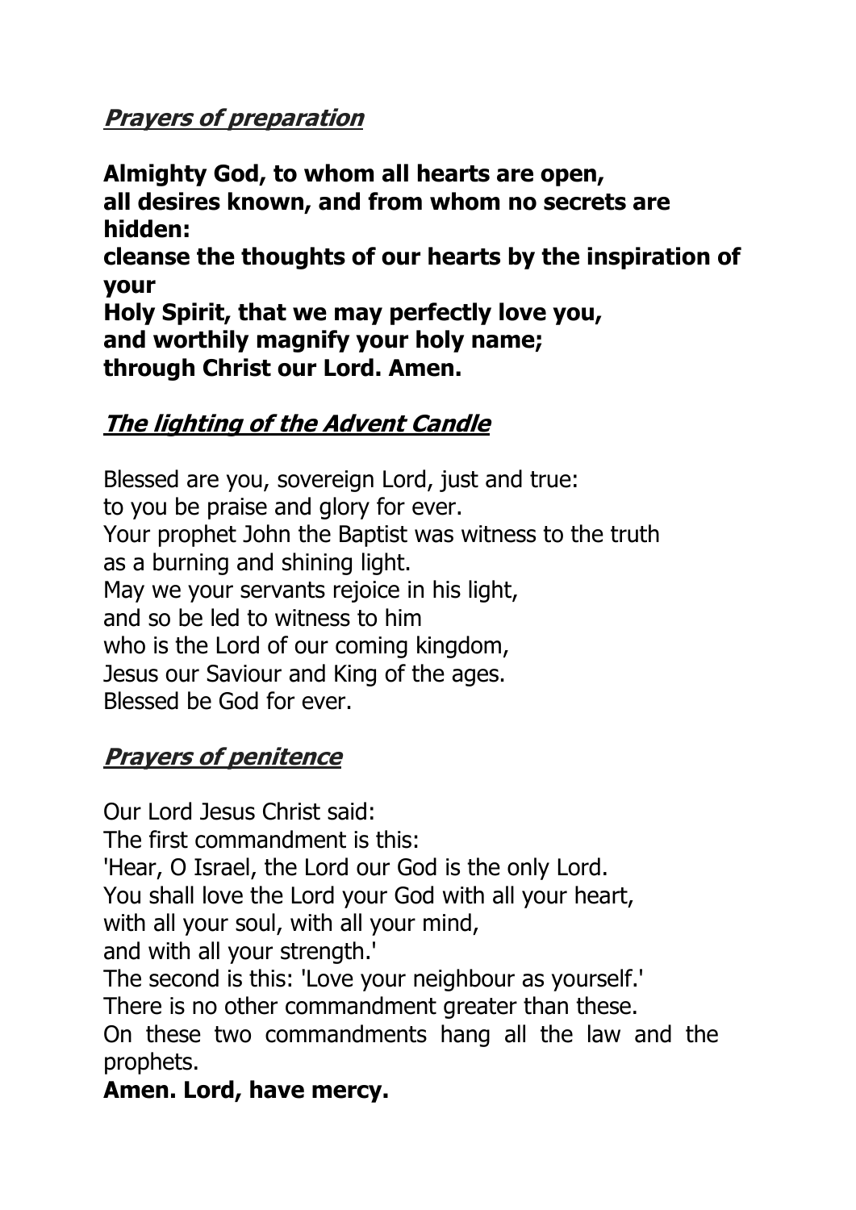## ***Prayers of preparation***

**Almighty God, to whom all hearts are open,**
**all desires known, and from whom no secrets are hidden:**
**cleanse the thoughts of our hearts by the inspiration of your**
**Holy Spirit, that we may perfectly love you,**
**and worthily magnify your holy name;**
**through Christ our Lord. Amen.**

## ***The lighting of the Advent Candle***

Blessed are you, sovereign Lord, just and true:
to you be praise and glory for ever.
Your prophet John the Baptist was witness to the truth
as a burning and shining light.
May we your servants rejoice in his light,
and so be led to witness to him
who is the Lord of our coming kingdom,
Jesus our Saviour and King of the ages.
Blessed be God for ever.

## ***Prayers of penitence***

Our Lord Jesus Christ said:
The first commandment is this:
'Hear, O Israel, the Lord our God is the only Lord.
You shall love the Lord your God with all your heart,
with all your soul, with all your mind,
and with all your strength.'
The second is this: 'Love your neighbour as yourself.'
There is no other commandment greater than these.
On these two commandments hang all the law and the prophets.
**Amen. Lord, have mercy.**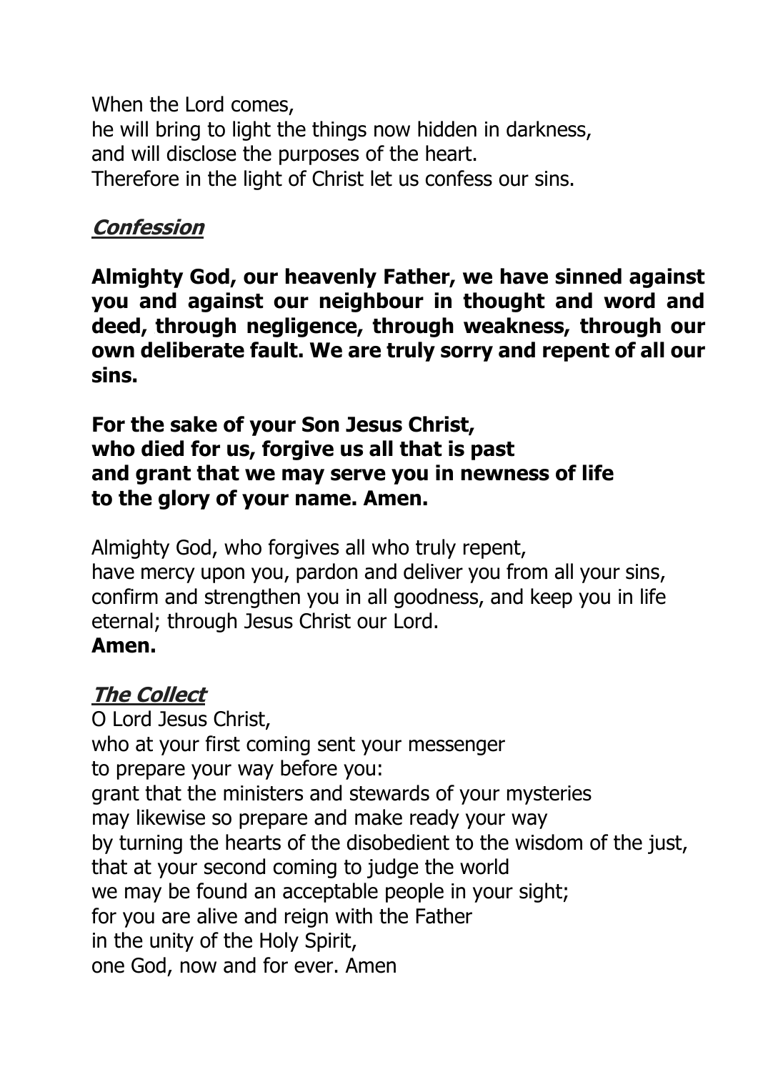When the Lord comes,
he will bring to light the things now hidden in darkness,
and will disclose the purposes of the heart.
Therefore in the light of Christ let us confess our sins.

## ***Confession***

**Almighty God, our heavenly Father, we have sinned against you and against our neighbour in thought and word and deed, through negligence, through weakness, through our own deliberate fault. We are truly sorry and repent of all our sins.**

**For the sake of your Son Jesus Christ,
who died for us, forgive us all that is past
and grant that we may serve you in newness of life
to the glory of your name. Amen.**

Almighty God, who forgives all who truly repent,
have mercy upon you, pardon and deliver you from all your sins,
confirm and strengthen you in all goodness, and keep you in life eternal; through Jesus Christ our Lord.
**Amen.**

## ***The Collect***

O Lord Jesus Christ,
who at your first coming sent your messenger
to prepare your way before you:
grant that the ministers and stewards of your mysteries
may likewise so prepare and make ready your way
by turning the hearts of the disobedient to the wisdom of the just,
that at your second coming to judge the world
we may be found an acceptable people in your sight;
for you are alive and reign with the Father
in the unity of the Holy Spirit,
one God, now and for ever. Amen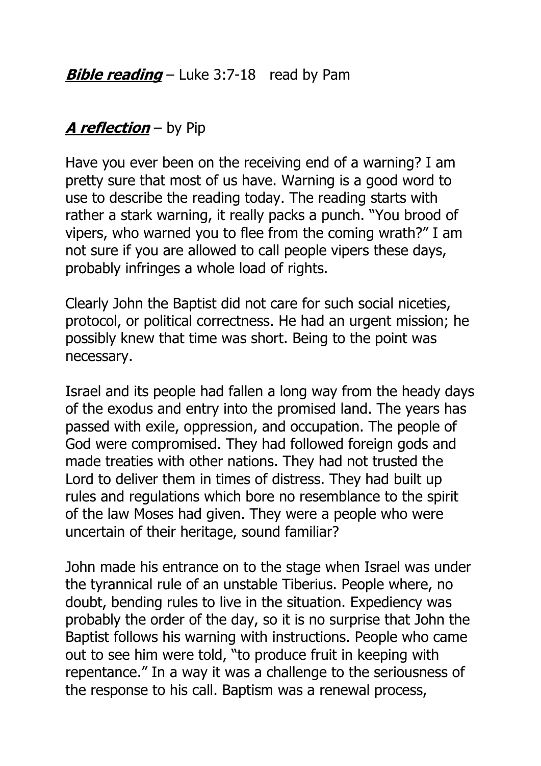***Bible reading*** – Luke 3:7-18 read by Pam

***A reflection*** – by Pip

Have you ever been on the receiving end of a warning? I am pretty sure that most of us have. Warning is a good word to use to describe the reading today. The reading starts with rather a stark warning, it really packs a punch. "You brood of vipers, who warned you to flee from the coming wrath?" I am not sure if you are allowed to call people vipers these days, probably infringes a whole load of rights.

Clearly John the Baptist did not care for such social niceties, protocol, or political correctness. He had an urgent mission; he possibly knew that time was short. Being to the point was necessary.

Israel and its people had fallen a long way from the heady days of the exodus and entry into the promised land. The years has passed with exile, oppression, and occupation. The people of God were compromised. They had followed foreign gods and made treaties with other nations. They had not trusted the Lord to deliver them in times of distress. They had built up rules and regulations which bore no resemblance to the spirit of the law Moses had given. They were a people who were uncertain of their heritage, sound familiar?

John made his entrance on to the stage when Israel was under the tyrannical rule of an unstable Tiberius. People where, no doubt, bending rules to live in the situation. Expediency was probably the order of the day, so it is no surprise that John the Baptist follows his warning with instructions. People who came out to see him were told, "to produce fruit in keeping with repentance." In a way it was a challenge to the seriousness of the response to his call. Baptism was a renewal process,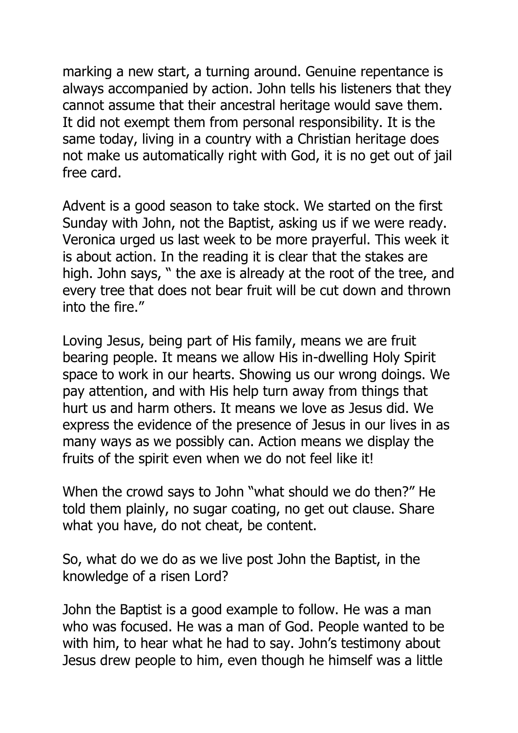marking a new start, a turning around. Genuine repentance is always accompanied by action. John tells his listeners that they cannot assume that their ancestral heritage would save them. It did not exempt them from personal responsibility. It is the same today, living in a country with a Christian heritage does not make us automatically right with God, it is no get out of jail free card.

Advent is a good season to take stock. We started on the first Sunday with John, not the Baptist, asking us if we were ready. Veronica urged us last week to be more prayerful. This week it is about action. In the reading it is clear that the stakes are high. John says, " the axe is already at the root of the tree, and every tree that does not bear fruit will be cut down and thrown into the fire."

Loving Jesus, being part of His family, means we are fruit bearing people. It means we allow His in-dwelling Holy Spirit space to work in our hearts. Showing us our wrong doings. We pay attention, and with His help turn away from things that hurt us and harm others. It means we love as Jesus did. We express the evidence of the presence of Jesus in our lives in as many ways as we possibly can. Action means we display the fruits of the spirit even when we do not feel like it!

When the crowd says to John "what should we do then?" He told them plainly, no sugar coating, no get out clause. Share what you have, do not cheat, be content.

So, what do we do as we live post John the Baptist, in the knowledge of a risen Lord?

John the Baptist is a good example to follow. He was a man who was focused. He was a man of God. People wanted to be with him, to hear what he had to say. John's testimony about Jesus drew people to him, even though he himself was a little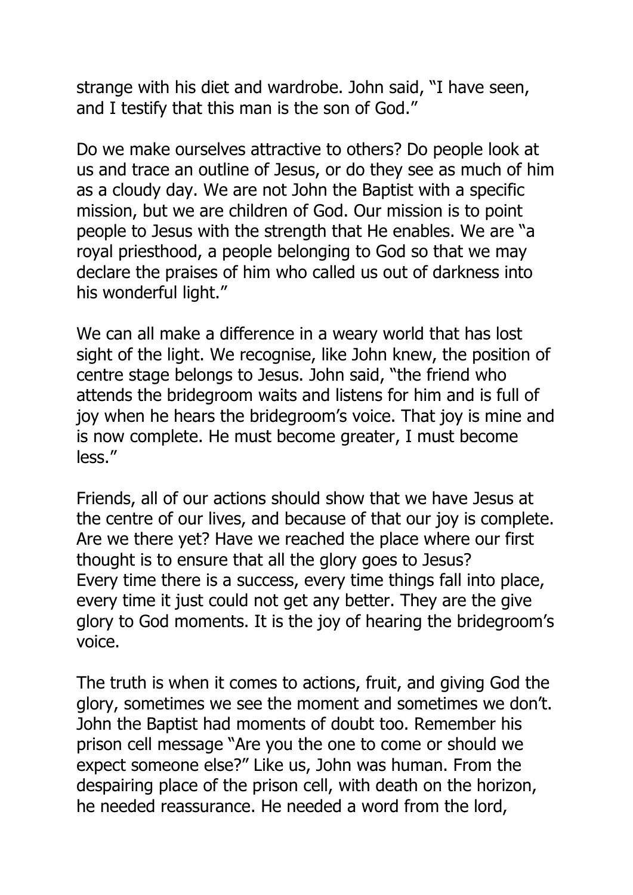strange with his diet and wardrobe. John said, "I have seen, and I testify that this man is the son of God."

Do we make ourselves attractive to others? Do people look at us and trace an outline of Jesus, or do they see as much of him as a cloudy day. We are not John the Baptist with a specific mission, but we are children of God. Our mission is to point people to Jesus with the strength that He enables. We are "a royal priesthood, a people belonging to God so that we may declare the praises of him who called us out of darkness into his wonderful light."

We can all make a difference in a weary world that has lost sight of the light. We recognise, like John knew, the position of centre stage belongs to Jesus. John said, "the friend who attends the bridegroom waits and listens for him and is full of joy when he hears the bridegroom's voice. That joy is mine and is now complete. He must become greater, I must become less."

Friends, all of our actions should show that we have Jesus at the centre of our lives, and because of that our joy is complete. Are we there yet? Have we reached the place where our first thought is to ensure that all the glory goes to Jesus?
Every time there is a success, every time things fall into place, every time it just could not get any better. They are the give glory to God moments. It is the joy of hearing the bridegroom's voice.

The truth is when it comes to actions, fruit, and giving God the glory, sometimes we see the moment and sometimes we don't. John the Baptist had moments of doubt too. Remember his prison cell message "Are you the one to come or should we expect someone else?" Like us, John was human. From the despairing place of the prison cell, with death on the horizon, he needed reassurance. He needed a word from the lord,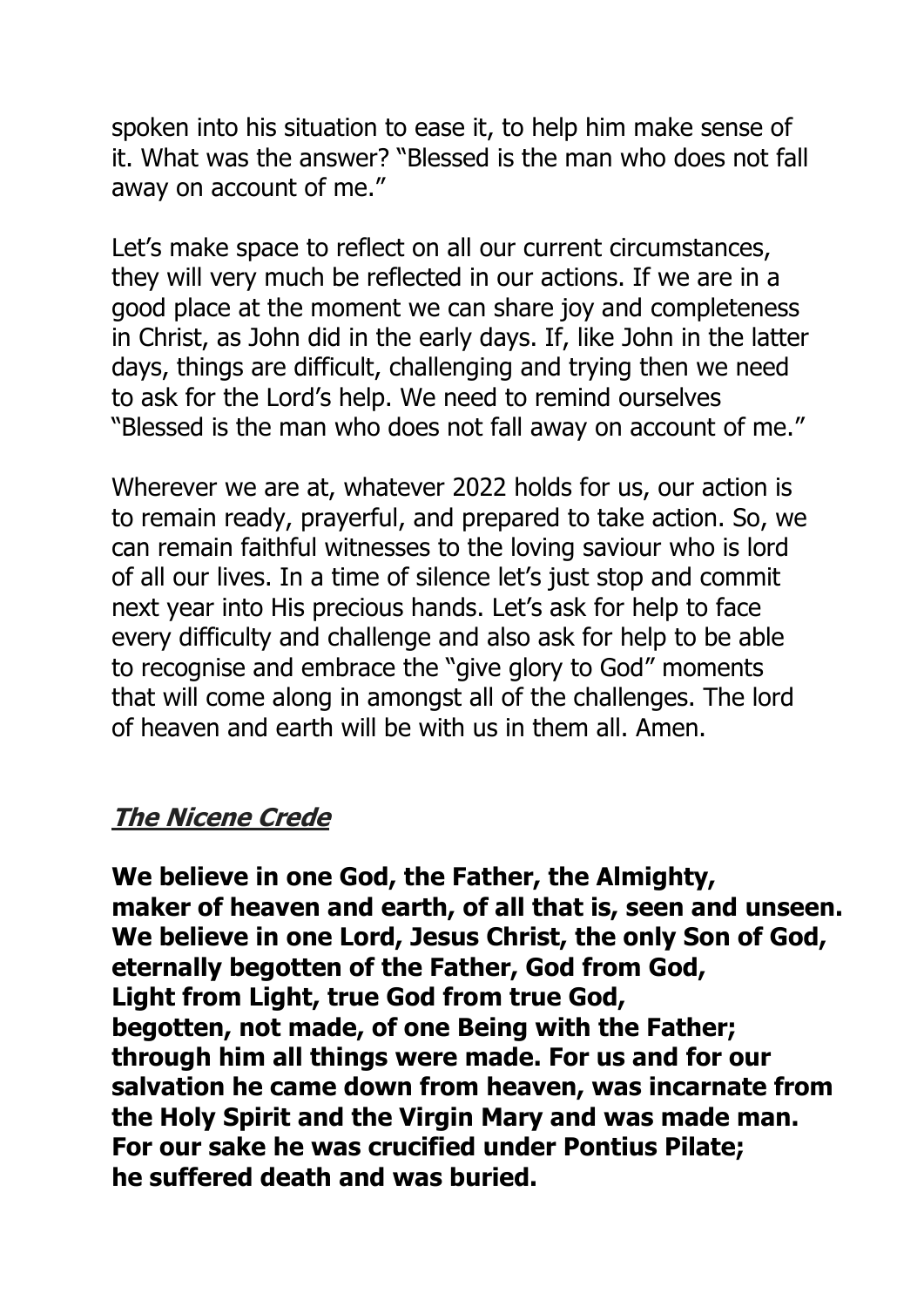spoken into his situation to ease it, to help him make sense of it. What was the answer? "Blessed is the man who does not fall away on account of me."

Let's make space to reflect on all our current circumstances, they will very much be reflected in our actions. If we are in a good place at the moment we can share joy and completeness in Christ, as John did in the early days. If, like John in the latter days, things are difficult, challenging and trying then we need to ask for the Lord's help. We need to remind ourselves "Blessed is the man who does not fall away on account of me."

Wherever we are at, whatever 2022 holds for us, our action is to remain ready, prayerful, and prepared to take action. So, we can remain faithful witnesses to the loving saviour who is lord of all our lives. In a time of silence let's just stop and commit next year into His precious hands. Let's ask for help to face every difficulty and challenge and also ask for help to be able to recognise and embrace the "give glory to God" moments that will come along in amongst all of the challenges. The lord of heaven and earth will be with us in them all. Amen.

## ***The Nicene Crede***

**We believe in one God, the Father, the Almighty,
maker of heaven and earth, of all that is, seen and unseen.
We believe in one Lord, Jesus Christ, the only Son of God,
eternally begotten of the Father, God from God,
Light from Light, true God from true God,
begotten, not made, of one Being with the Father;
through him all things were made. For us and for our salvation he came down from heaven, was incarnate from the Holy Spirit and the Virgin Mary and was made man.
For our sake he was crucified under Pontius Pilate;
he suffered death and was buried.**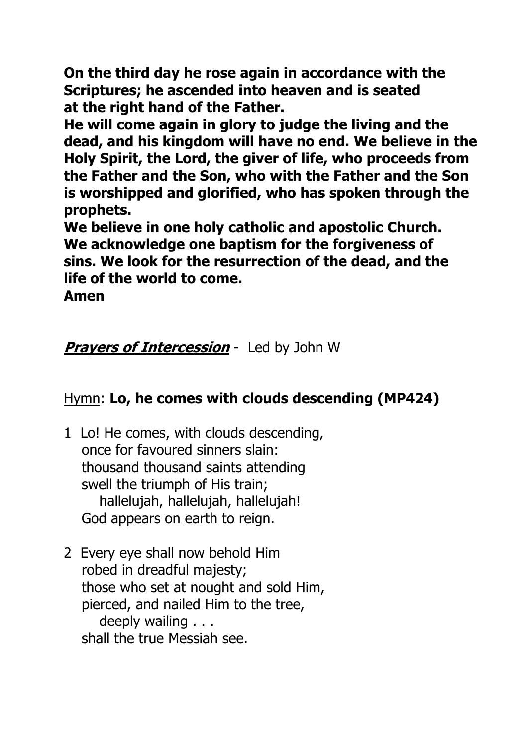**On the third day he rose again in accordance with the Scriptures; he ascended into heaven and is seated at the right hand of the Father.**
**He will come again in glory to judge the living and the dead, and his kingdom will have no end. We believe in the Holy Spirit, the Lord, the giver of life, who proceeds from the Father and the Son, who with the Father and the Son is worshipped and glorified, who has spoken through the prophets.**
**We believe in one holy catholic and apostolic Church. We acknowledge one baptism for the forgiveness of sins. We look for the resurrection of the dead, and the life of the world to come.**
**Amen**

***Prayers of Intercession*** - Led by John W

Hymn: **Lo, he comes with clouds descending (MP424)**

1 Lo! He comes, with clouds descending,
once for favoured sinners slain:
thousand thousand saints attending
swell the triumph of His train;
hallelujah, hallelujah, hallelujah!
God appears on earth to reign.

2 Every eye shall now behold Him
robed in dreadful majesty;
those who set at nought and sold Him,
pierced, and nailed Him to the tree,
deeply wailing . . .
shall the true Messiah see.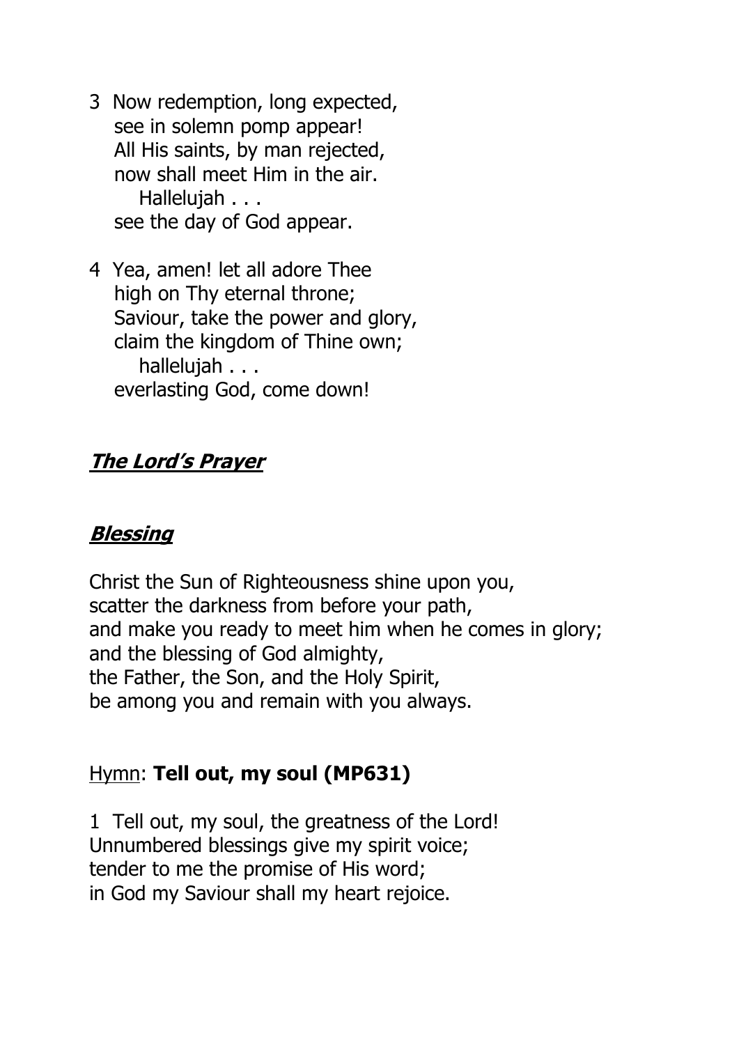3 Now redemption, long expected,
see in solemn pomp appear!
All His saints, by man rejected,
now shall meet Him in the air.
Hallelujah . . .
see the day of God appear.

4 Yea, amen! let all adore Thee
high on Thy eternal throne;
Saviour, take the power and glory,
claim the kingdom of Thine own;
hallelujah . . .
everlasting God, come down!

## ***The Lord's Prayer***

## ***Blessing***

Christ the Sun of Righteousness shine upon you,
scatter the darkness from before your path,
and make you ready to meet him when he comes in glory;
and the blessing of God almighty,
the Father, the Son, and the Holy Spirit,
be among you and remain with you always.

Hymn: **Tell out, my soul (MP631)**

1 Tell out, my soul, the greatness of the Lord!
Unnumbered blessings give my spirit voice;
tender to me the promise of His word;
in God my Saviour shall my heart rejoice.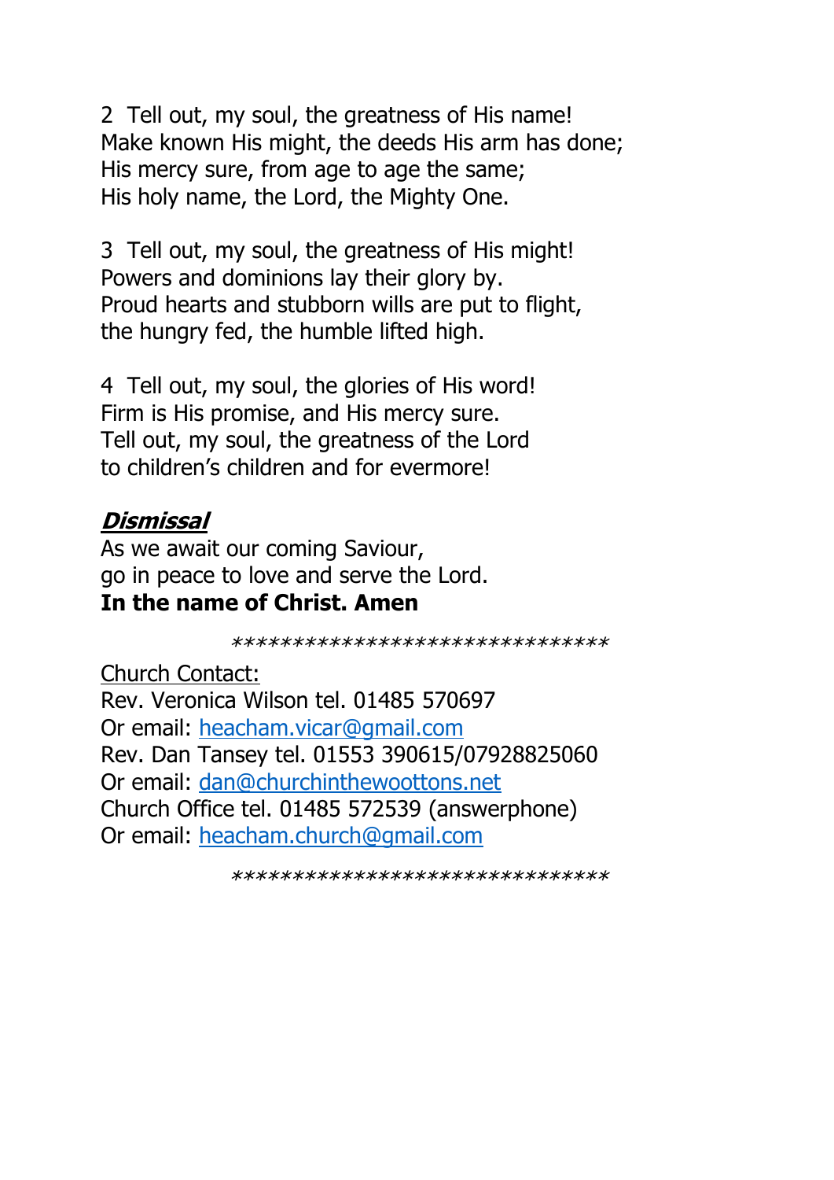2  Tell out, my soul, the greatness of His name!
Make known His might, the deeds His arm has done;
His mercy sure, from age to age the same;
His holy name, the Lord, the Mighty One.

3  Tell out, my soul, the greatness of His might!
Powers and dominions lay their glory by.
Proud hearts and stubborn wills are put to flight,
the hungry fed, the humble lifted high.

4  Tell out, my soul, the glories of His word!
Firm is His promise, and His mercy sure.
Tell out, my soul, the greatness of the Lord
to children's children and for evermore!

***Dismissal***

As we await our coming Saviour,
go in peace to love and serve the Lord.
**In the name of Christ. Amen**

*******************************

Church Contact:
Rev. Veronica Wilson tel. 01485 570697
Or email: heacham.vicar@gmail.com
Rev. Dan Tansey tel. 01553 390615/07928825060
Or email: dan@churchinthewoottons.net
Church Office tel. 01485 572539 (answerphone)
Or email: heacham.church@gmail.com

*******************************